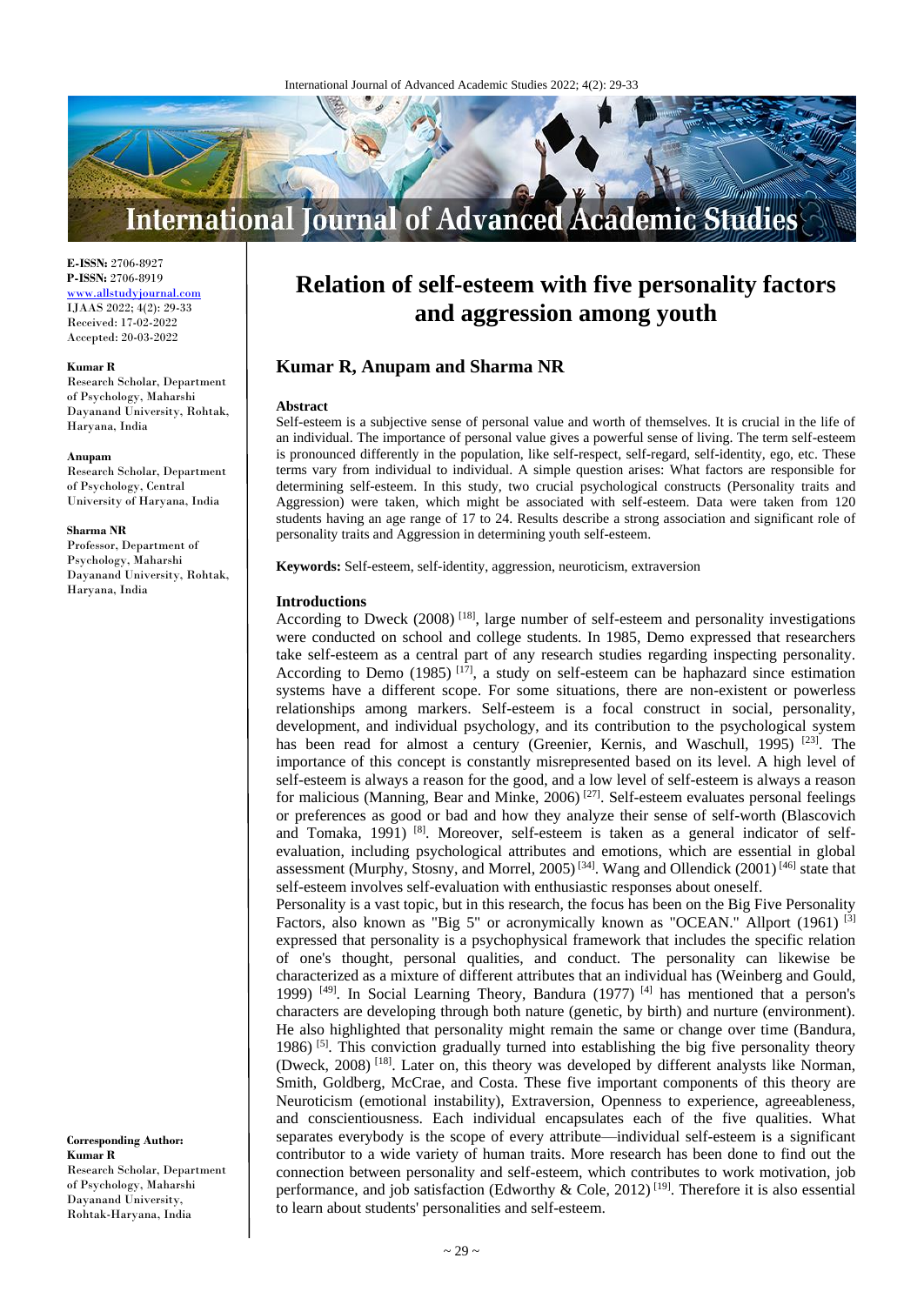**E-ISSN:** 2706-8927
**P-ISSN:** 2706-8919
www.allstudyjournal.com
IJAAS 2022; 4(2): 29-33
Received: 17-02-2022
Accepted: 20-03-2022

**Kumar R**
Research Scholar, Department of Psychology, Maharshi Dayanand University, Rohtak, Haryana, India

**Anupam**
Research Scholar, Department of Psychology, Central University of Haryana, India

**Sharma NR**
Professor, Department of Psychology, Maharshi Dayanand University, Rohtak, Haryana, India

**Corresponding Author:**
**Kumar R**
Research Scholar, Department of Psychology, Maharshi Dayanand University, Rohtak-Haryana, India

# Relation of self-esteem with five personality factors and aggression among youth

## Kumar R, Anupam and Sharma NR

### Abstract

Self-esteem is a subjective sense of personal value and worth of themselves. It is crucial in the life of an individual. The importance of personal value gives a powerful sense of living. The term self-esteem is pronounced differently in the population, like self-respect, self-regard, self-identity, ego, etc. These terms vary from individual to individual. A simple question arises: What factors are responsible for determining self-esteem. In this study, two crucial psychological constructs (Personality traits and Aggression) were taken, which might be associated with self-esteem. Data were taken from 120 students having an age range of 17 to 24. Results describe a strong association and significant role of personality traits and Aggression in determining youth self-esteem.

**Keywords:** Self-esteem, self-identity, aggression, neuroticism, extraversion

### Introductions

According to Dweck (2008) [18], large number of self-esteem and personality investigations were conducted on school and college students. In 1985, Demo expressed that researchers take self-esteem as a central part of any research studies regarding inspecting personality. According to Demo (1985) [17], a study on self-esteem can be haphazard since estimation systems have a different scope. For some situations, there are non-existent or powerless relationships among markers. Self-esteem is a focal construct in social, personality, development, and individual psychology, and its contribution to the psychological system has been read for almost a century (Greenier, Kernis, and Waschull, 1995) [23]. The importance of this concept is constantly misrepresented based on its level. A high level of self-esteem is always a reason for the good, and a low level of self-esteem is always a reason for malicious (Manning, Bear and Minke, 2006) [27]. Self-esteem evaluates personal feelings or preferences as good or bad and how they analyze their sense of self-worth (Blascovich and Tomaka, 1991) [8]. Moreover, self-esteem is taken as a general indicator of self-evaluation, including psychological attributes and emotions, which are essential in global assessment (Murphy, Stosny, and Morrel, 2005) [34]. Wang and Ollendick (2001) [46] state that self-esteem involves self-evaluation with enthusiastic responses about oneself.

Personality is a vast topic, but in this research, the focus has been on the Big Five Personality Factors, also known as "Big 5" or acronymically known as "OCEAN." Allport (1961) [3] expressed that personality is a psychophysical framework that includes the specific relation of one's thought, personal qualities, and conduct. The personality can likewise be characterized as a mixture of different attributes that an individual has (Weinberg and Gould, 1999) [49]. In Social Learning Theory, Bandura (1977) [4] has mentioned that a person's characters are developing through both nature (genetic, by birth) and nurture (environment). He also highlighted that personality might remain the same or change over time (Bandura, 1986) [5]. This conviction gradually turned into establishing the big five personality theory (Dweck, 2008) [18]. Later on, this theory was developed by different analysts like Norman, Smith, Goldberg, McCrae, and Costa. These five important components of this theory are Neuroticism (emotional instability), Extraversion, Openness to experience, agreeableness, and conscientiousness. Each individual encapsulates each of the five qualities. What separates everybody is the scope of every attribute—individual self-esteem is a significant contributor to a wide variety of human traits. More research has been done to find out the connection between personality and self-esteem, which contributes to work motivation, job performance, and job satisfaction (Edworthy & Cole, 2012) [19]. Therefore it is also essential to learn about students' personalities and self-esteem.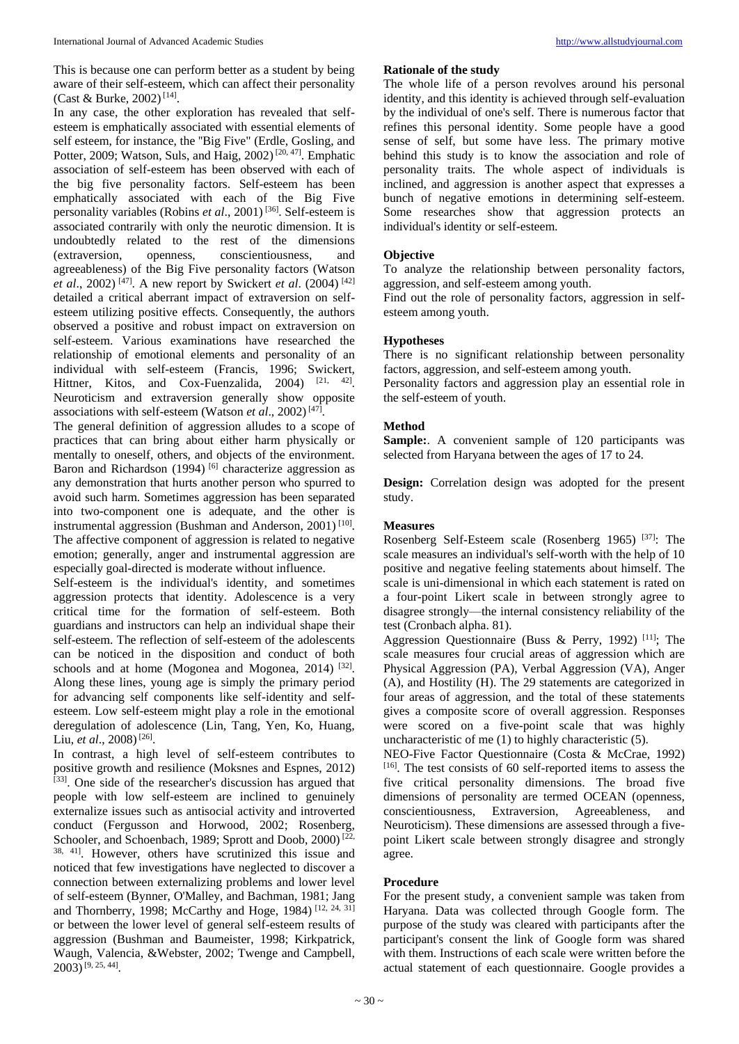This is because one can perform better as a student by being aware of their self-esteem, which can affect their personality (Cast & Burke, 2002) [14].

In any case, the other exploration has revealed that self-esteem is emphatically associated with essential elements of self esteem, for instance, the "Big Five" (Erdle, Gosling, and Potter, 2009; Watson, Suls, and Haig, 2002) [20, 47]. Emphatic association of self-esteem has been observed with each of the big five personality factors. Self-esteem has been emphatically associated with each of the Big Five personality variables (Robins *et al*., 2001) [36]. Self-esteem is associated contrarily with only the neurotic dimension. It is undoubtedly related to the rest of the dimensions (extraversion, openness, conscientiousness, and agreeableness) of the Big Five personality factors (Watson *et al*., 2002) [47]. A new report by Swickert *et al*. (2004) [42] detailed a critical aberrant impact of extraversion on self-esteem utilizing positive effects. Consequently, the authors observed a positive and robust impact on extraversion on self-esteem. Various examinations have researched the relationship of emotional elements and personality of an individual with self-esteem (Francis, 1996; Swickert, Hittner, Kitos, and Cox-Fuenzalida, 2004) [21, 42]. Neuroticism and extraversion generally show opposite associations with self-esteem (Watson *et al*., 2002) [47].

The general definition of aggression alludes to a scope of practices that can bring about either harm physically or mentally to oneself, others, and objects of the environment. Baron and Richardson (1994) [6] characterize aggression as any demonstration that hurts another person who spurred to avoid such harm. Sometimes aggression has been separated into two-component one is adequate, and the other is instrumental aggression (Bushman and Anderson, 2001) [10]. The affective component of aggression is related to negative emotion; generally, anger and instrumental aggression are especially goal-directed is moderate without influence.

Self-esteem is the individual's identity, and sometimes aggression protects that identity. Adolescence is a very critical time for the formation of self-esteem. Both guardians and instructors can help an individual shape their self-esteem. The reflection of self-esteem of the adolescents can be noticed in the disposition and conduct of both schools and at home (Mogonea and Mogonea, 2014) [32]. Along these lines, young age is simply the primary period for advancing self components like self-identity and self-esteem. Low self-esteem might play a role in the emotional deregulation of adolescence (Lin, Tang, Yen, Ko, Huang, Liu, *et al*., 2008) [26].

In contrast, a high level of self-esteem contributes to positive growth and resilience (Moksnes and Espnes, 2012) [33]. One side of the researcher's discussion has argued that people with low self-esteem are inclined to genuinely externalize issues such as antisocial activity and introverted conduct (Fergusson and Horwood, 2002; Rosenberg, Schooler, and Schoenbach, 1989; Sprott and Doob, 2000) [22, 38, 41]. However, others have scrutinized this issue and noticed that few investigations have neglected to discover a connection between externalizing problems and lower level of self-esteem (Bynner, O'Malley, and Bachman, 1981; Jang and Thornberry, 1998; McCarthy and Hoge, 1984) [12, 24, 31] or between the lower level of general self-esteem results of aggression (Bushman and Baumeister, 1998; Kirkpatrick, Waugh, Valencia, &Webster, 2002; Twenge and Campbell, 2003) [9, 25, 44].

**Rationale of the study**

The whole life of a person revolves around his personal identity, and this identity is achieved through self-evaluation by the individual of one's self. There is numerous factor that refines this personal identity. Some people have a good sense of self, but some have less. The primary motive behind this study is to know the association and role of personality traits. The whole aspect of individuals is inclined, and aggression is another aspect that expresses a bunch of negative emotions in determining self-esteem. Some researches show that aggression protects an individual's identity or self-esteem.

**Objective**

To analyze the relationship between personality factors, aggression, and self-esteem among youth.

Find out the role of personality factors, aggression in self-esteem among youth.

**Hypotheses**

There is no significant relationship between personality factors, aggression, and self-esteem among youth.

Personality factors and aggression play an essential role in the self-esteem of youth.

**Method**

**Sample:**. A convenient sample of 120 participants was selected from Haryana between the ages of 17 to 24.

**Design:** Correlation design was adopted for the present study.

**Measures**

Rosenberg Self-Esteem scale (Rosenberg 1965) [37]: The scale measures an individual's self-worth with the help of 10 positive and negative feeling statements about himself. The scale is uni-dimensional in which each statement is rated on a four-point Likert scale in between strongly agree to disagree strongly—the internal consistency reliability of the test (Cronbach alpha. 81).

Aggression Questionnaire (Buss & Perry, 1992) [11]; The scale measures four crucial areas of aggression which are Physical Aggression (PA), Verbal Aggression (VA), Anger (A), and Hostility (H). The 29 statements are categorized in four areas of aggression, and the total of these statements gives a composite score of overall aggression. Responses were scored on a five-point scale that was highly uncharacteristic of me (1) to highly characteristic (5).

NEO-Five Factor Questionnaire (Costa & McCrae, 1992) [16]. The test consists of 60 self-reported items to assess the five critical personality dimensions. The broad five dimensions of personality are termed OCEAN (openness, conscientiousness, Extraversion, Agreeableness, and Neuroticism). These dimensions are assessed through a five-point Likert scale between strongly disagree and strongly agree.

**Procedure**

For the present study, a convenient sample was taken from Haryana. Data was collected through Google form. The purpose of the study was cleared with participants after the participant's consent the link of Google form was shared with them. Instructions of each scale were written before the actual statement of each questionnaire. Google provides a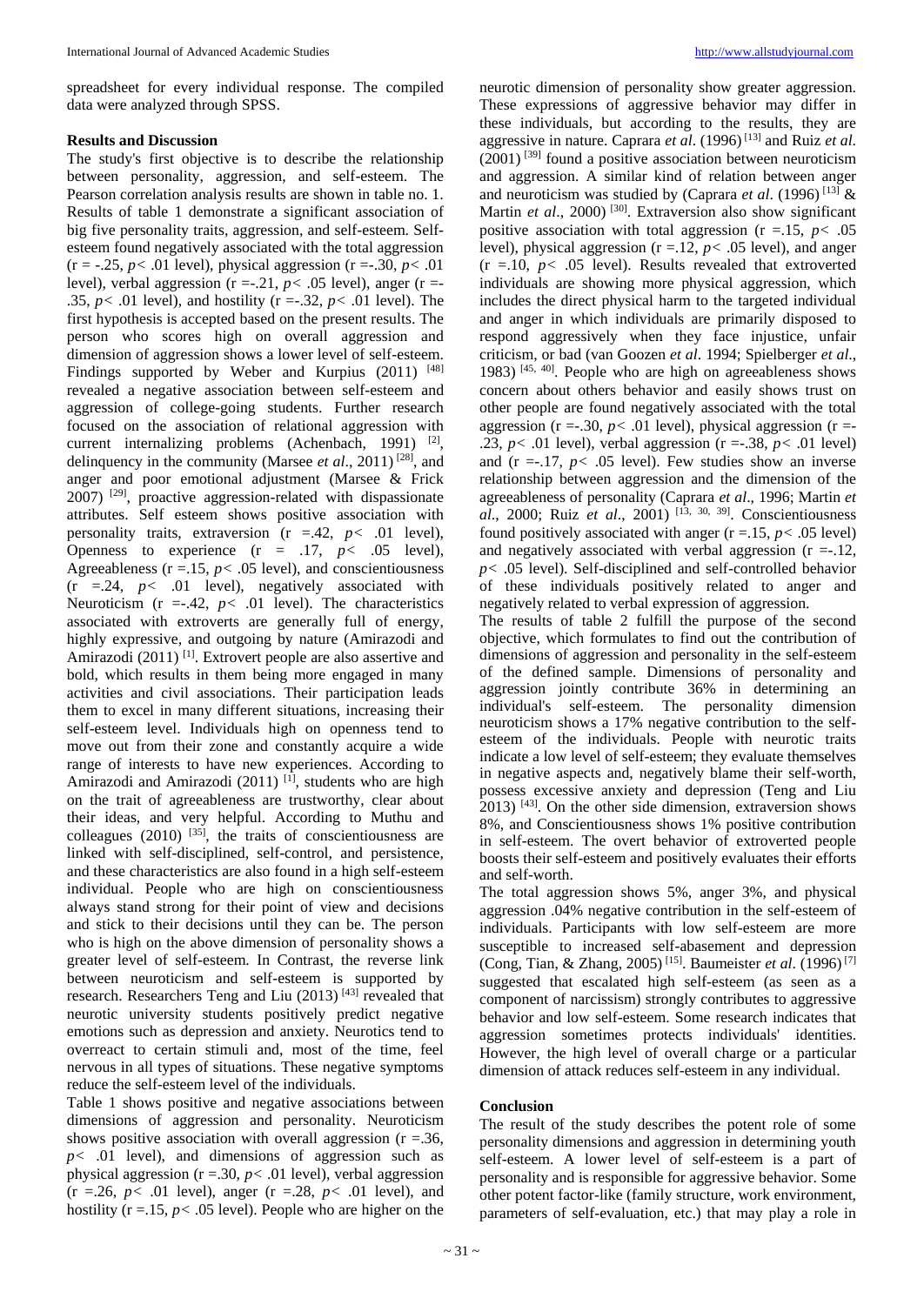spreadsheet for every individual response. The compiled data were analyzed through SPSS.

## Results and Discussion

The study's first objective is to describe the relationship between personality, aggression, and self-esteem. The Pearson correlation analysis results are shown in table no. 1. Results of table 1 demonstrate a significant association of big five personality traits, aggression, and self-esteem. Self-esteem found negatively associated with the total aggression ($r = -.25$, $p < .01$ level), physical aggression ($r = -.30$, $p < .01$ level), verbal aggression ($r = -.21$, $p < .05$ level), anger ($r = -.35$, $p < .01$ level), and hostility ($r = -.32$, $p < .01$ level). The first hypothesis is accepted based on the present results. The person who scores high on overall aggression and dimension of aggression shows a lower level of self-esteem. Findings supported by Weber and Kurpius (2011) [48] revealed a negative association between self-esteem and aggression of college-going students. Further research focused on the association of relational aggression with current internalizing problems (Achenbach, 1991) [2], delinquency in the community (Marsee *et al*., 2011) [28], and anger and poor emotional adjustment (Marsee & Frick 2007) [29], proactive aggression-related with dispassionate attributes. Self esteem shows positive association with personality traits, extraversion ($r = .42$, $p < .01$ level), Openness to experience ($r = .17$, $p < .05$ level), Agreeableness ($r = .15$, $p < .05$ level), and conscientiousness ($r = .24$, $p < .01$ level), negatively associated with Neuroticism ($r = -.42$, $p < .01$ level). The characteristics associated with extroverts are generally full of energy, highly expressive, and outgoing by nature (Amirazodi and Amirazodi (2011) [1]. Extrovert people are also assertive and bold, which results in them being more engaged in many activities and civil associations. Their participation leads them to excel in many different situations, increasing their self-esteem level. Individuals high on openness tend to move out from their zone and constantly acquire a wide range of interests to have new experiences. According to Amirazodi and Amirazodi (2011) [1], students who are high on the trait of agreeableness are trustworthy, clear about their ideas, and very helpful. According to Muthu and colleagues (2010) [35], the traits of conscientiousness are linked with self-disciplined, self-control, and persistence, and these characteristics are also found in a high self-esteem individual. People who are high on conscientiousness always stand strong for their point of view and decisions and stick to their decisions until they can be. The person who is high on the above dimension of personality shows a greater level of self-esteem. In Contrast, the reverse link between neuroticism and self-esteem is supported by research. Researchers Teng and Liu (2013) [43] revealed that neurotic university students positively predict negative emotions such as depression and anxiety. Neurotics tend to overreact to certain stimuli and, most of the time, feel nervous in all types of situations. These negative symptoms reduce the self-esteem level of the individuals.

Table 1 shows positive and negative associations between dimensions of aggression and personality. Neuroticism shows positive association with overall aggression ($r = .36$, $p < .01$ level), and dimensions of aggression such as physical aggression ($r = .30$, $p < .01$ level), verbal aggression ($r = .26$, $p < .01$ level), anger ($r = .28$, $p < .01$ level), and hostility ($r = .15$, $p < .05$ level). People who are higher on the neurotic dimension of personality show greater aggression. These expressions of aggressive behavior may differ in these individuals, but according to the results, they are aggressive in nature. Caprara *et al*. (1996) [13] and Ruiz *et al*. (2001) [39] found a positive association between neuroticism and aggression. A similar kind of relation between anger and neuroticism was studied by (Caprara *et al*. (1996) [13] & Martin *et al*., 2000) [30]. Extraversion also show significant positive association with total aggression ($r = .15$, $p < .05$ level), physical aggression ($r = .12$, $p < .05$ level), and anger ($r = .10$, $p < .05$ level). Results revealed that extroverted individuals are showing more physical aggression, which includes the direct physical harm to the targeted individual and anger in which individuals are primarily disposed to respond aggressively when they face injustice, unfair criticism, or bad (van Goozen *et al*. 1994; Spielberger *et al*., 1983) [45, 40]. People who are high on agreeableness shows concern about others behavior and easily shows trust on other people are found negatively associated with the total aggression ($r = -.30$, $p < .01$ level), physical aggression ($r = -.23$, $p < .01$ level), verbal aggression ($r = -.38$, $p < .01$ level) and ($r = -.17$, $p < .05$ level). Few studies show an inverse relationship between aggression and the dimension of the agreeableness of personality (Caprara *et al*., 1996; Martin *et al*., 2000; Ruiz *et al*., 2001) [13, 30, 39]. Conscientiousness found positively associated with anger ($r = .15$, $p < .05$ level) and negatively associated with verbal aggression ($r = -.12$, $p < .05$ level). Self-disciplined and self-controlled behavior of these individuals positively related to anger and negatively related to verbal expression of aggression.

The results of table 2 fulfill the purpose of the second objective, which formulates to find out the contribution of dimensions of aggression and personality in the self-esteem of the defined sample. Dimensions of personality and aggression jointly contribute 36% in determining an individual's self-esteem. The personality dimension neuroticism shows a 17% negative contribution to the self-esteem of the individuals. People with neurotic traits indicate a low level of self-esteem; they evaluate themselves in negative aspects and, negatively blame their self-worth, possess excessive anxiety and depression (Teng and Liu 2013) [43]. On the other side dimension, extraversion shows 8%, and Conscientiousness shows 1% positive contribution in self-esteem. The overt behavior of extroverted people boosts their self-esteem and positively evaluates their efforts and self-worth.

The total aggression shows 5%, anger 3%, and physical aggression .04% negative contribution in the self-esteem of individuals. Participants with low self-esteem are more susceptible to increased self-abasement and depression (Cong, Tian, & Zhang, 2005) [15]. Baumeister *et al*. (1996) [7] suggested that escalated high self-esteem (as seen as a component of narcissism) strongly contributes to aggressive behavior and low self-esteem. Some research indicates that aggression sometimes protects individuals' identities. However, the high level of overall charge or a particular dimension of attack reduces self-esteem in any individual.

## Conclusion

The result of the study describes the potent role of some personality dimensions and aggression in determining youth self-esteem. A lower level of self-esteem is a part of personality and is responsible for aggressive behavior. Some other potent factor-like (family structure, work environment, parameters of self-evaluation, etc.) that may play a role in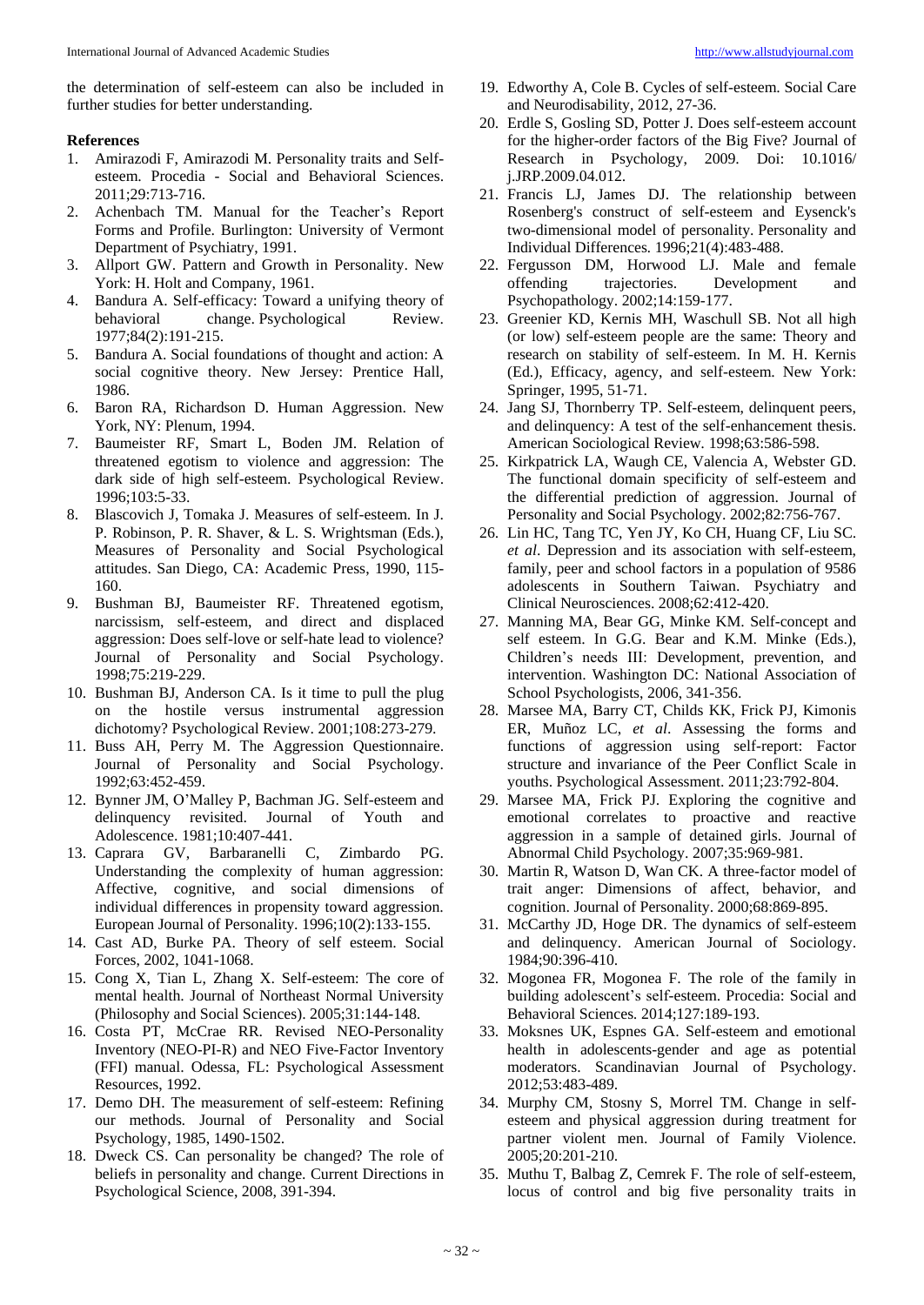the determination of self-esteem can also be included in further studies for better understanding.

## References

1. Amirazodi F, Amirazodi M. Personality traits and Self-esteem. Procedia - Social and Behavioral Sciences. 2011;29:713-716.
2. Achenbach TM. Manual for the Teacher's Report Forms and Profile. Burlington: University of Vermont Department of Psychiatry, 1991.
3. Allport GW. Pattern and Growth in Personality. New York: H. Holt and Company, 1961.
4. Bandura A. Self-efficacy: Toward a unifying theory of behavioral change. Psychological Review. 1977;84(2):191-215.
5. Bandura A. Social foundations of thought and action: A social cognitive theory. New Jersey: Prentice Hall, 1986.
6. Baron RA, Richardson D. Human Aggression. New York, NY: Plenum, 1994.
7. Baumeister RF, Smart L, Boden JM. Relation of threatened egotism to violence and aggression: The dark side of high self-esteem. Psychological Review. 1996;103:5-33.
8. Blascovich J, Tomaka J. Measures of self-esteem. In J. P. Robinson, P. R. Shaver, & L. S. Wrightsman (Eds.), Measures of Personality and Social Psychological attitudes. San Diego, CA: Academic Press, 1990, 115-160.
9. Bushman BJ, Baumeister RF. Threatened egotism, narcissism, self-esteem, and direct and displaced aggression: Does self-love or self-hate lead to violence? Journal of Personality and Social Psychology. 1998;75:219-229.
10. Bushman BJ, Anderson CA. Is it time to pull the plug on the hostile versus instrumental aggression dichotomy? Psychological Review. 2001;108:273-279.
11. Buss AH, Perry M. The Aggression Questionnaire. Journal of Personality and Social Psychology. 1992;63:452-459.
12. Bynner JM, O'Malley P, Bachman JG. Self-esteem and delinquency revisited. Journal of Youth and Adolescence. 1981;10:407-441.
13. Caprara GV, Barbaranelli C, Zimbardo PG. Understanding the complexity of human aggression: Affective, cognitive, and social dimensions of individual differences in propensity toward aggression. European Journal of Personality. 1996;10(2):133-155.
14. Cast AD, Burke PA. Theory of self esteem. Social Forces, 2002, 1041-1068.
15. Cong X, Tian L, Zhang X. Self-esteem: The core of mental health. Journal of Northeast Normal University (Philosophy and Social Sciences). 2005;31:144-148.
16. Costa PT, McCrae RR. Revised NEO-Personality Inventory (NEO-PI-R) and NEO Five-Factor Inventory (FFI) manual. Odessa, FL: Psychological Assessment Resources, 1992.
17. Demo DH. The measurement of self-esteem: Refining our methods. Journal of Personality and Social Psychology, 1985, 1490-1502.
18. Dweck CS. Can personality be changed? The role of beliefs in personality and change. Current Directions in Psychological Science, 2008, 391-394.
19. Edworthy A, Cole B. Cycles of self-esteem. Social Care and Neurodisability, 2012, 27-36.
20. Erdle S, Gosling SD, Potter J. Does self-esteem account for the higher-order factors of the Big Five? Journal of Research in Psychology, 2009. Doi: 10.1016/ j.JRP.2009.04.012.
21. Francis LJ, James DJ. The relationship between Rosenberg's construct of self-esteem and Eysenck's two-dimensional model of personality. Personality and Individual Differences. 1996;21(4):483-488.
22. Fergusson DM, Horwood LJ. Male and female offending trajectories. Development and Psychopathology. 2002;14:159-177.
23. Greenier KD, Kernis MH, Waschull SB. Not all high (or low) self-esteem people are the same: Theory and research on stability of self-esteem. In M. H. Kernis (Ed.), Efficacy, agency, and self-esteem. New York: Springer, 1995, 51-71.
24. Jang SJ, Thornberry TP. Self-esteem, delinquent peers, and delinquency: A test of the self-enhancement thesis. American Sociological Review. 1998;63:586-598.
25. Kirkpatrick LA, Waugh CE, Valencia A, Webster GD. The functional domain specificity of self-esteem and the differential prediction of aggression. Journal of Personality and Social Psychology. 2002;82:756-767.
26. Lin HC, Tang TC, Yen JY, Ko CH, Huang CF, Liu SC. *et al*. Depression and its association with self-esteem, family, peer and school factors in a population of 9586 adolescents in Southern Taiwan. Psychiatry and Clinical Neurosciences. 2008;62:412-420.
27. Manning MA, Bear GG, Minke KM. Self-concept and self esteem. In G.G. Bear and K.M. Minke (Eds.), Children's needs III: Development, prevention, and intervention. Washington DC: National Association of School Psychologists, 2006, 341-356.
28. Marsee MA, Barry CT, Childs KK, Frick PJ, Kimonis ER, Muñoz LC, *et al*. Assessing the forms and functions of aggression using self-report: Factor structure and invariance of the Peer Conflict Scale in youths. Psychological Assessment. 2011;23:792-804.
29. Marsee MA, Frick PJ. Exploring the cognitive and emotional correlates to proactive and reactive aggression in a sample of detained girls. Journal of Abnormal Child Psychology. 2007;35:969-981.
30. Martin R, Watson D, Wan CK. A three-factor model of trait anger: Dimensions of affect, behavior, and cognition. Journal of Personality. 2000;68:869-895.
31. McCarthy JD, Hoge DR. The dynamics of self-esteem and delinquency. American Journal of Sociology. 1984;90:396-410.
32. Mogonea FR, Mogonea F. The role of the family in building adolescent's self-esteem. Procedia: Social and Behavioral Sciences. 2014;127:189-193.
33. Moksnes UK, Espnes GA. Self-esteem and emotional health in adolescents-gender and age as potential moderators. Scandinavian Journal of Psychology. 2012;53:483-489.
34. Murphy CM, Stosny S, Morrel TM. Change in self-esteem and physical aggression during treatment for partner violent men. Journal of Family Violence. 2005;20:201-210.
35. Muthu T, Balbag Z, Cemrek F. The role of self-esteem, locus of control and big five personality traits in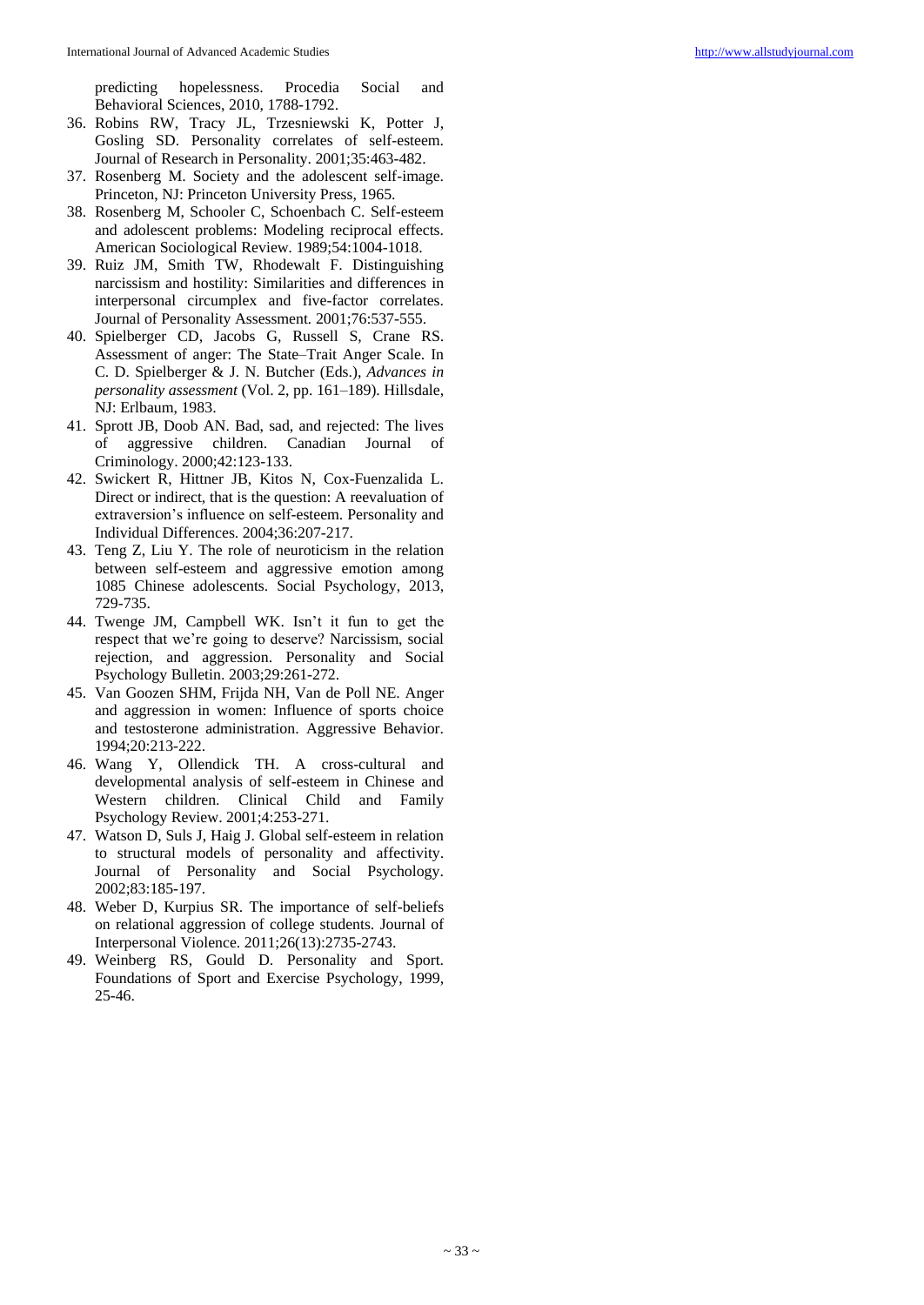predicting hopelessness. Procedia Social and Behavioral Sciences, 2010, 1788-1792.

36. Robins RW, Tracy JL, Trzesniewski K, Potter J, Gosling SD. Personality correlates of self-esteem. Journal of Research in Personality. 2001;35:463-482.
37. Rosenberg M. Society and the adolescent self-image. Princeton, NJ: Princeton University Press, 1965.
38. Rosenberg M, Schooler C, Schoenbach C. Self-esteem and adolescent problems: Modeling reciprocal effects. American Sociological Review. 1989;54:1004-1018.
39. Ruiz JM, Smith TW, Rhodewalt F. Distinguishing narcissism and hostility: Similarities and differences in interpersonal circumplex and five-factor correlates. Journal of Personality Assessment. 2001;76:537-555.
40. Spielberger CD, Jacobs G, Russell S, Crane RS. Assessment of anger: The State–Trait Anger Scale. In C. D. Spielberger & J. N. Butcher (Eds.), *Advances in personality assessment* (Vol. 2, pp. 161–189). Hillsdale, NJ: Erlbaum, 1983.
41. Sprott JB, Doob AN. Bad, sad, and rejected: The lives of aggressive children. Canadian Journal of Criminology. 2000;42:123-133.
42. Swickert R, Hittner JB, Kitos N, Cox-Fuenzalida L. Direct or indirect, that is the question: A reevaluation of extraversion's influence on self-esteem. Personality and Individual Differences. 2004;36:207-217.
43. Teng Z, Liu Y. The role of neuroticism in the relation between self-esteem and aggressive emotion among 1085 Chinese adolescents. Social Psychology, 2013, 729-735.
44. Twenge JM, Campbell WK. Isn't it fun to get the respect that we're going to deserve? Narcissism, social rejection, and aggression. Personality and Social Psychology Bulletin. 2003;29:261-272.
45. Van Goozen SHM, Frijda NH, Van de Poll NE. Anger and aggression in women: Influence of sports choice and testosterone administration. Aggressive Behavior. 1994;20:213-222.
46. Wang Y, Ollendick TH. A cross-cultural and developmental analysis of self-esteem in Chinese and Western children. Clinical Child and Family Psychology Review. 2001;4:253-271.
47. Watson D, Suls J, Haig J. Global self-esteem in relation to structural models of personality and affectivity. Journal of Personality and Social Psychology. 2002;83:185-197.
48. Weber D, Kurpius SR. The importance of self-beliefs on relational aggression of college students. Journal of Interpersonal Violence. 2011;26(13):2735-2743.
49. Weinberg RS, Gould D. Personality and Sport. Foundations of Sport and Exercise Psychology, 1999, 25-46.